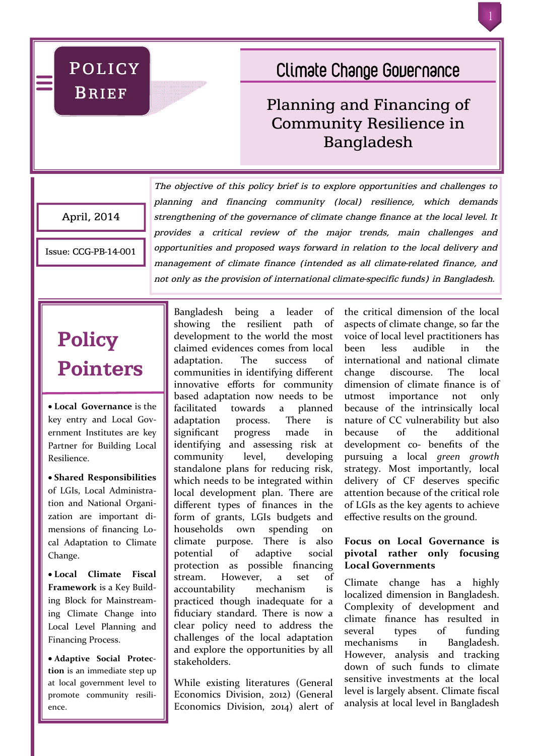**Policy Brief**

# Climate Change Governance

## Planning and Financing of Community Resilience in Bangladesh

April, 2014

Issue: CCG-PB-14-001

*The objective of this policy brief is to explore opportunities and challenges to planning and financing community (local) resilience, which demands strengthening of the governance of climate change finance at the local level. It provides a critical review of the major trends, main challenges and opportunities and proposed ways forward in relation to the local delivery and management of climate finance (intended as all climate-related finance, and not only as the provision of international climate-specific funds) in Bangladesh.*

## Policy Pointers

- **Local Governance** is the key entry and Local Government Institutes are key Partner for Building Local Resilience.
- **Shared Responsibilities** of LGIs, Local Administration and National Organization are important dimensions of financing Local Adaptation to Climate Change.
- **Local Climate Fiscal Framework** is a Key Building Block for Mainstreaming Climate Change into Local Level Planning and Financing Process.
- **Adaptive Social Protection** is an immediate step up at local government level to promote community resilience.

Bangladesh being a leader of showing the resilient path of development to the world the most claimed evidences comes from local adaptation. The success of communities in identifying different innovative efforts for community based adaptation now needs to be facilitated towards a planned adaptation process. There is significant progress made in identifying and assessing risk at community level, developing standalone plans for reducing risk, which needs to be integrated within local development plan. There are different types of finances in the form of grants, LGIs budgets and households own spending on climate purpose. There is also potential of adaptive social protection as possible financing stream. However, a set of accountability mechanism is practiced though inadequate for a fiduciary standard. There is now a clear policy need to address the challenges of the local adaptation and explore the opportunities by all stakeholders.

While existing literatures (General Economics Division, 2012) (General Economics Division, 2014) alert of the critical dimension of the local aspects of climate change, so far the voice of local level practitioners has been less audible in the international and national climate change discourse. The local dimension of climate finance is of utmost importance not only because of the intrinsically local nature of CC vulnerability but also because of the additional development co- benefits of the pursuing a local *green growth* strategy. Most importantly, local delivery of CF deserves specific attention because of the critical role of LGIs as the key agents to achieve effective results on the ground.

### Focus on Local Governance is pivotal rather only focusing Local Governments

Climate change has a highly localized dimension in Bangladesh. Complexity of development and climate finance has resulted in several types of funding mechanisms in Bangladesh. However, analysis and tracking down of such funds to climate sensitive investments at the local level is largely absent. Climate fiscal analysis at local level in Bangladesh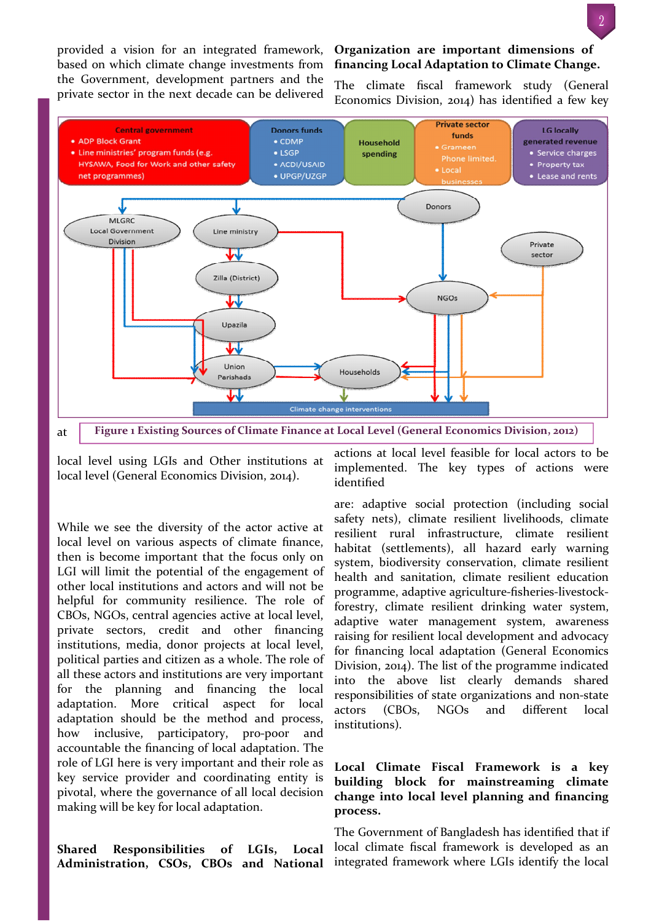provided a vision for an integrated framework, based on which climate change investments from the Government, development partners and the private sector in the next decade can be delivered at local level using LGIs and Other institutions at local level (General Economics Division, 2014).

Figure 1 Existing Sources of Climate Finance at Local Level (General Economics Division, 2012)

While we see the diversity of the actor active at local level on various aspects of climate finance, then is become important that the focus only on LGI will limit the potential of the engagement of other local institutions and actors and will not be helpful for community resilience. The role of CBOs, NGOs, central agencies active at local level, private sectors, credit and other financing institutions, media, donor projects at local level, political parties and citizen as a whole. The role of all these actors and institutions are very important for the planning and financing the local adaptation. More critical aspect for local adaptation should be the method and process, how inclusive, participatory, pro-poor and accountable the financing of local adaptation. The role of LGI here is very important and their role as key service provider and coordinating entity is pivotal, where the governance of all local decision making will be key for local adaptation.

**Shared Responsibilities of LGIs, Local Administration, CSOs, CBOs and National Organization are important dimensions of financing Local Adaptation to Climate Change.**

The climate fiscal framework study (General Economics Division, 2014) has identified a few key actions at local level feasible for local actors to be implemented. The key types of actions were identified

are: adaptive social protection (including social safety nets), climate resilient livelihoods, climate resilient rural infrastructure, climate resilient habitat (settlements), all hazard early warning system, biodiversity conservation, climate resilient health and sanitation, climate resilient education programme, adaptive agriculture-fisheries-livestock-forestry, climate resilient drinking water system, adaptive water management system, awareness raising for resilient local development and advocacy for financing local adaptation (General Economics Division, 2014). The list of the programme indicated into the above list clearly demands shared responsibilities of state organizations and non-state actors (CBOs, NGOs and different local institutions).

**Local Climate Fiscal Framework is a key building block for mainstreaming climate change into local level planning and financing process.**

The Government of Bangladesh has identified that if local climate fiscal framework is developed as an integrated framework where LGIs identify the local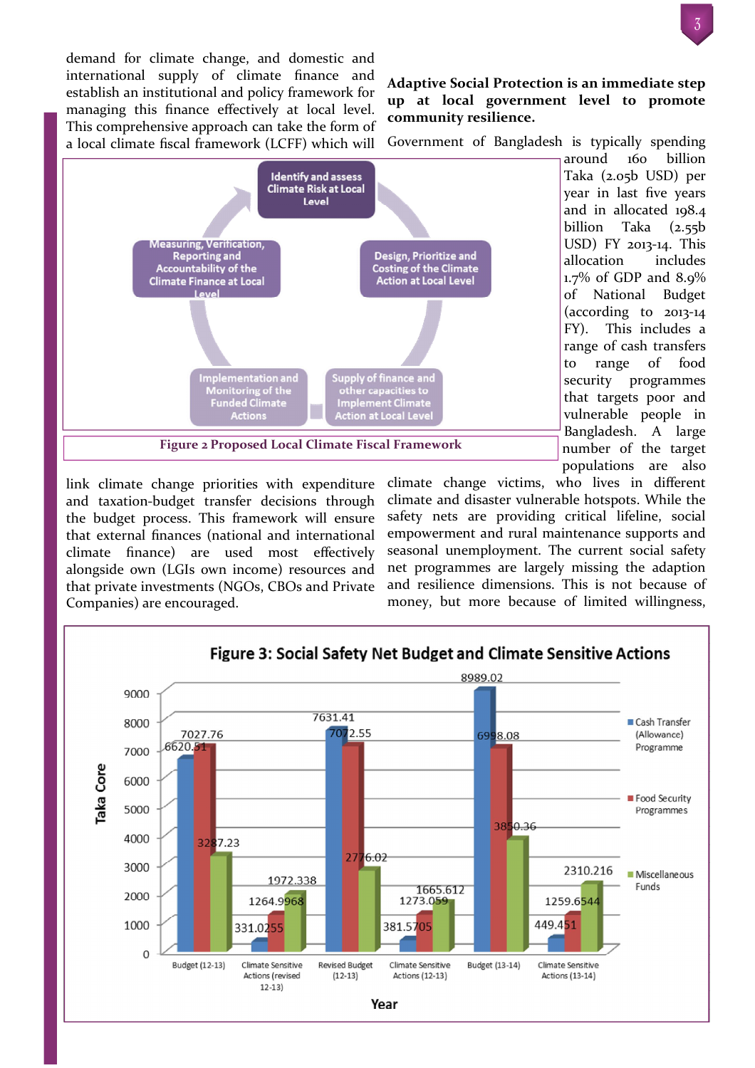demand for climate change, and domestic and international supply of climate finance and establish an institutional and policy framework for managing this finance effectively at local level. This comprehensive approach can take the form of a local climate fiscal framework (LCFF) which will link climate change priorities with expenditure and taxation-budget transfer decisions through the budget process. This framework will ensure that external finances (national and international climate finance) are used most effectively alongside own (LGIs own income) resources and that private investments (NGOs, CBOs and Private Companies) are encouraged.

Identify and assess Climate Risk at Local Level → Design, Prioritize and Costing of the Climate Action at Local Level → Supply of finance and other capacities to Implement Climate Action at Local Level → Implementation and Monitoring of the Funded Climate Actions → Measuring, Verification, Reporting and Accountability of the Climate Finance at Local Level

**Figure 2 Proposed Local Climate Fiscal Framework**

**Adaptive Social Protection is an immediate step up at local government level to promote community resilience.**

Government of Bangladesh is typically spending around 160 billion Taka (2.05b USD) per year in last five years and in allocated 198.4 billion Taka (2.55b USD) FY 2013-14. This allocation includes 1.7% of GDP and 8.9% of National Budget (according to 2013-14 FY). This includes a range of cash transfers to range of food security programmes that targets poor and vulnerable people in Bangladesh. A large number of the target populations are also climate change victims, who lives in different climate and disaster vulnerable hotspots. While the safety nets are providing critical lifeline, social empowerment and rural maintenance supports and seasonal unemployment. The current social safety net programmes are largely missing the adaption and resilience dimensions. This is not because of money, but more because of limited willingness,

**Figure 3: Social Safety Net Budget and Climate Sensitive Actions**

| Year | Cash Transfer (Allowance) Programme | Food Security Programmes | Miscellaneous Funds |
|---|---|---|---|
| Budget (12-13) | 6620.51 | 7027.76 | 3287.23 |
| Climate Sensitive Actions (revised 12-13) | 331.0255 | 1264.9968 | 1972.338 |
| Revised Budget (12-13) | 7631.41 | 7072.55 | 2776.02 |
| Climate Sensitive Actions (12-13) | 381.5705 | 1273.059 | 1665.612 |
| Budget (13-14) | 8989.02 | 6998.08 | 3850.36 |
| Climate Sensitive Actions (13-14) | 449.451 | 1259.6544 | 2310.216 |

Values in Taka Core.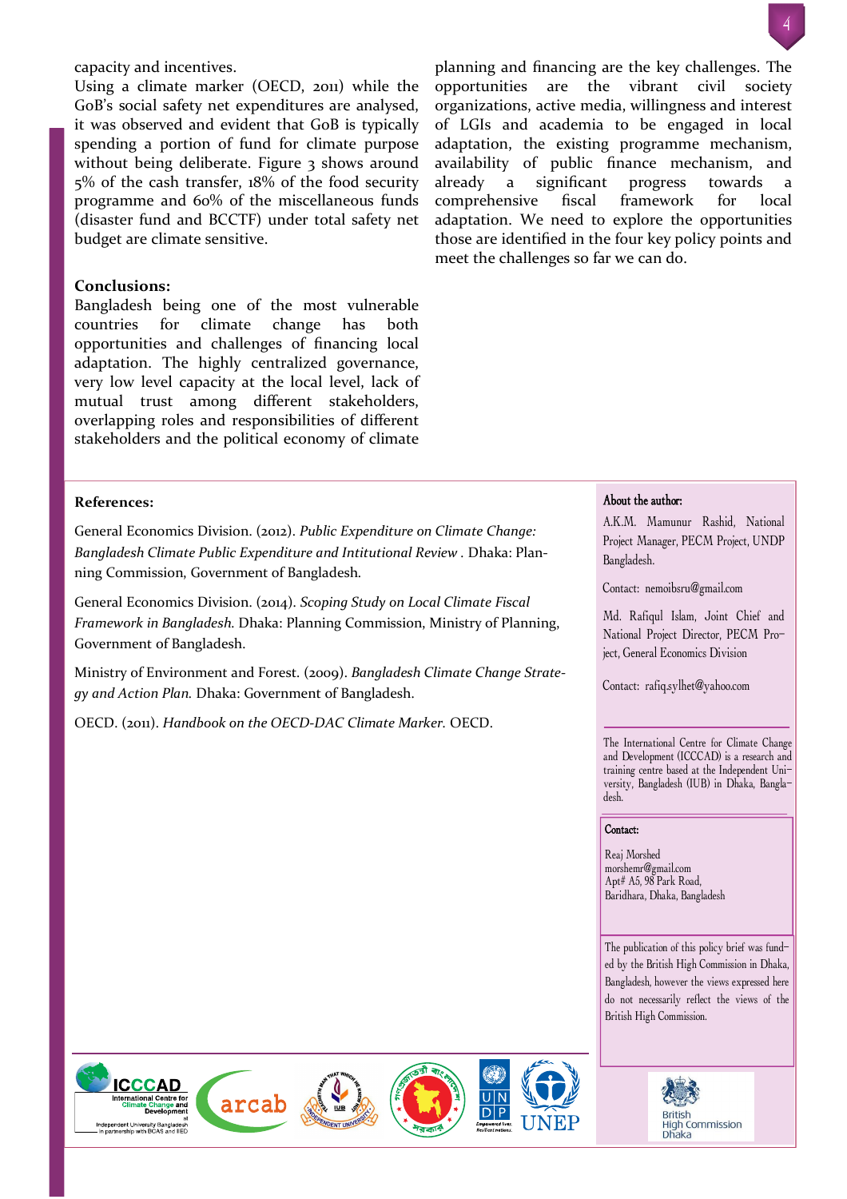capacity and incentives.

Using a climate marker (OECD, 2011) while the GoB's social safety net expenditures are analysed, it was observed and evident that GoB is typically spending a portion of fund for climate purpose without being deliberate. Figure 3 shows around 5% of the cash transfer, 18% of the food security programme and 60% of the miscellaneous funds (disaster fund and BCCTF) under total safety net budget are climate sensitive.

**Conclusions:**

Bangladesh being one of the most vulnerable countries for climate change has both opportunities and challenges of financing local adaptation. The highly centralized governance, very low level capacity at the local level, lack of mutual trust among different stakeholders, overlapping roles and responsibilities of different stakeholders and the political economy of climate planning and financing are the key challenges. The opportunities are the vibrant civil society organizations, active media, willingness and interest of LGIs and academia to be engaged in local adaptation, the existing programme mechanism, availability of public finance mechanism, and already a significant progress towards a comprehensive fiscal framework for local adaptation. We need to explore the opportunities those are identified in the four key policy points and meet the challenges so far we can do.

**References:**

General Economics Division. (2012). *Public Expenditure on Climate Change: Bangladesh Climate Public Expenditure and Intitutional Review* . Dhaka: Planning Commission, Government of Bangladesh.

General Economics Division. (2014). *Scoping Study on Local Climate Fiscal Framework in Bangladesh.* Dhaka: Planning Commission, Ministry of Planning, Government of Bangladesh.

Ministry of Environment and Forest. (2009). *Bangladesh Climate Change Strategy and Action Plan.* Dhaka: Government of Bangladesh.

OECD. (2011). *Handbook on the OECD-DAC Climate Marker.* OECD.

**About the author:**

A.K.M. Mamunur Rashid, National Project Manager, PECM Project, UNDP Bangladesh.

Contact: nemoibsru@gmail.com

Md. Rafiqul Islam, Joint Chief and National Project Director, PECM Project, General Economics Division

Contact: rafiq.sylhet@yahoo.com

The International Centre for Climate Change and Development (ICCCAD) is a research and training centre based at the Independent University, Bangladesh (IUB) in Dhaka, Bangladesh.

**Contact:**

Reaj Morshed
morshemr@gmail.com
Apt# A5, 98 Park Road,
Baridhara, Dhaka, Bangladesh

The publication of this policy brief was funded by the British High Commission in Dhaka, Bangladesh, however the views expressed here do not necessarily reflect the views of the British High Commission.